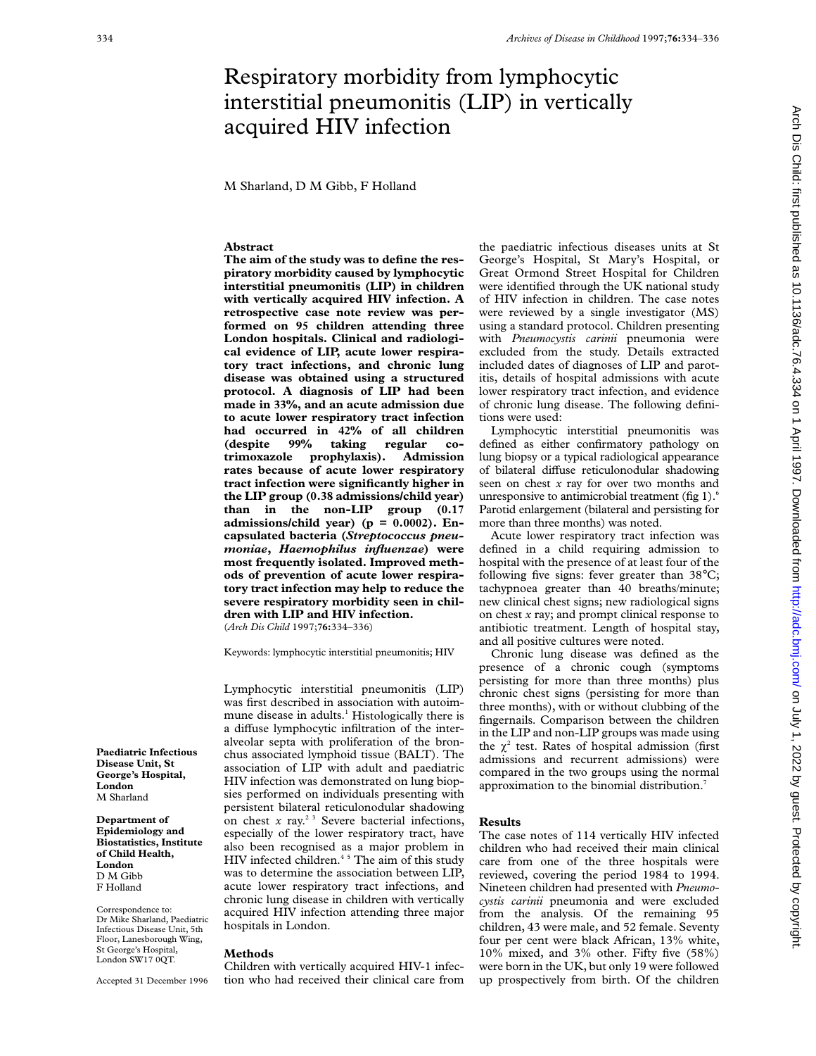# Respiratory morbidity from lymphocytic interstitial pneumonitis (LIP) in vertically acquired HIV infection

M Sharland, D M Gibb, F Holland

## Abstract

**The aim of the study was to define the respiratory morbidity caused by lymphocytic interstitial pneumonitis (LIP) in children with vertically acquired HIV infection. A retrospective case note review was performed on 95 children attending three London hospitals. Clinical and radiological evidence of LIP, acute lower respiratory tract infections, and chronic lung disease was obtained using a structured protocol. A diagnosis of LIP had been made in 33%, and an acute admission due to acute lower respiratory tract infection had occurred in 42% of all children (despite 99% taking regular co-trimoxazole prophylaxis). Admission rates because of acute lower respiratory tract infection were significantly higher in the LIP group (0.38 admissions/child year) than in the non-LIP group (0.17 admissions/child year) (p = 0.0002). Encapsulated bacteria (*Streptococcus pneumoniae*, *Haemophilus influenzae*) were most frequently isolated. Improved methods of prevention of acute lower respiratory tract infection may help to reduce the severe respiratory morbidity seen in children with LIP and HIV infection.**

(*Arch Dis Child* 1997;**76:**334–336)

Keywords: lymphocytic interstitial pneumonitis; HIV

Paediatric Infectious Disease Unit, St George's Hospital, London
M Sharland

Department of Epidemiology and Biostatistics, Institute of Child Health, London
D M Gibb
F Holland

Correspondence to: Dr Mike Sharland, Paediatric Infectious Disease Unit, 5th Floor, Lanesborough Wing, St George's Hospital, London SW17 0QT.

Accepted 31 December 1996

Lymphocytic interstitial pneumonitis (LIP) was first described in association with autoimmune disease in adults.[1] Histologically there is a diffuse lymphocytic infiltration of the interalveolar septa with proliferation of the bronchus associated lymphoid tissue (BALT). The association of LIP with adult and paediatric HIV infection was demonstrated on lung biopsies performed on individuals presenting with persistent bilateral reticulonodular shadowing on chest *x* ray.[2,3] Severe bacterial infections, especially of the lower respiratory tract, have also been recognised as a major problem in HIV infected children.[4,5] The aim of this study was to determine the association between LIP, acute lower respiratory tract infections, and chronic lung disease in children with vertically acquired HIV infection attending three major hospitals in London.

## Methods

Children with vertically acquired HIV-1 infection who had received their clinical care from the paediatric infectious diseases units at St George's Hospital, St Mary's Hospital, or Great Ormond Street Hospital for Children were identified through the UK national study of HIV infection in children. The case notes were reviewed by a single investigator (MS) using a standard protocol. Children presenting with *Pneumocystis carinii* pneumonia were excluded from the study. Details extracted included dates of diagnoses of LIP and parotitis, details of hospital admissions with acute lower respiratory tract infection, and evidence of chronic lung disease. The following definitions were used:

Lymphocytic interstitial pneumonitis was defined as either confirmatory pathology on lung biopsy or a typical radiological appearance of bilateral diffuse reticulonodular shadowing seen on chest *x* ray for over two months and unresponsive to antimicrobial treatment (fig 1).[6] Parotid enlargement (bilateral and persisting for more than three months) was noted.

Acute lower respiratory tract infection was defined in a child requiring admission to hospital with the presence of at least four of the following five signs: fever greater than 38°C; tachypnoea greater than 40 breaths/minute; new clinical chest signs; new radiological signs on chest *x* ray; and prompt clinical response to antibiotic treatment. Length of hospital stay, and all positive cultures were noted.

Chronic lung disease was defined as the presence of a chronic cough (symptoms persisting for more than three months) plus chronic chest signs (persisting for more than three months), with or without clubbing of the fingernails. Comparison between the children in the LIP and non-LIP groups was made using the $\chi^2$ test. Rates of hospital admission (first admissions and recurrent admissions) were compared in the two groups using the normal approximation to the binomial distribution.[7]

## Results

The case notes of 114 vertically HIV infected children who had received their main clinical care from one of the three hospitals were reviewed, covering the period 1984 to 1994. Nineteen children had presented with *Pneumocystis carinii* pneumonia and were excluded from the analysis. Of the remaining 95 children, 43 were male, and 52 female. Seventy four per cent were black African, 13% white, 10% mixed, and 3% other. Fifty five (58%) were born in the UK, but only 19 were followed up prospectively from birth. Of the children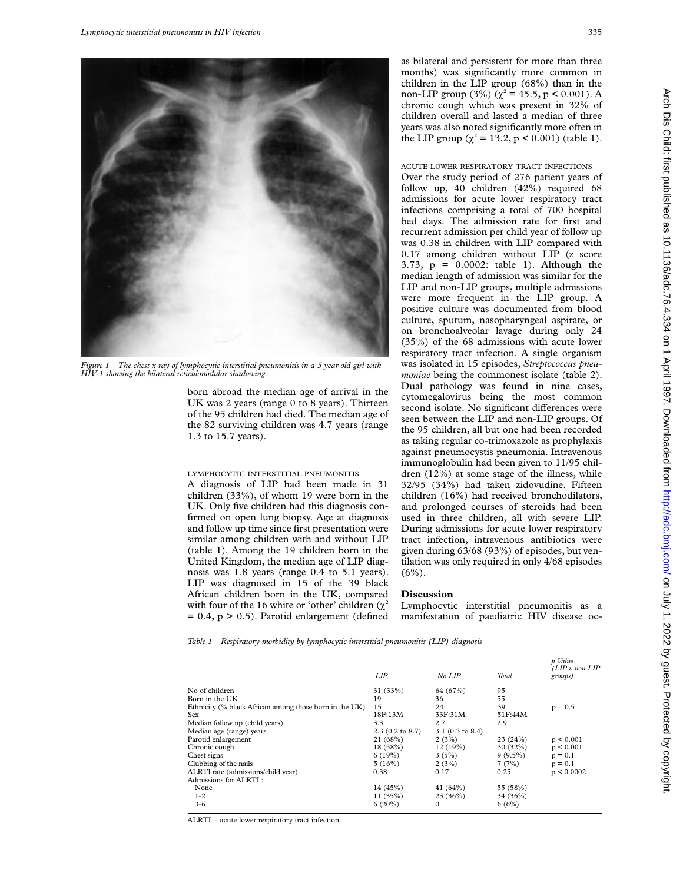*Figure 1 The chest x ray of lymphocytic interstitial pneumonitis in a 5 year old girl with HIV-1 showing the bilateral reticulonodular shadowing.*

born abroad the median age of arrival in the UK was 2 years (range 0 to 8 years). Thirteen of the 95 children had died. The median age of the 82 surviving children was 4.7 years (range 1.3 to 15.7 years).

LYMPHOCYTIC INTERSTITIAL PNEUMONITIS

A diagnosis of LIP had been made in 31 children (33%), of whom 19 were born in the UK. Only five children had this diagnosis confirmed on open lung biopsy. Age at diagnosis and follow up time since first presentation were similar among children with and without LIP (table 1). Among the 19 children born in the United Kingdom, the median age of LIP diagnosis was 1.8 years (range 0.4 to 5.1 years). LIP was diagnosed in 15 of the 39 black African children born in the UK, compared with four of the 16 white or 'other' children ($\chi^2 = 0.4$, $p > 0.5$). Parotid enlargement (defined as bilateral and persistent for more than three months) was significantly more common in children in the LIP group (68%) than in the non-LIP group (3%) ($\chi^2 = 45.5$, $p < 0.001$). A chronic cough which was present in 32% of children overall and lasted a median of three years was also noted significantly more often in the LIP group ($\chi^2 = 13.2$, $p < 0.001$) (table 1).

ACUTE LOWER RESPIRATORY TRACT INFECTIONS

Over the study period of 276 patient years of follow up, 40 children (42%) required 68 admissions for acute lower respiratory tract infections comprising a total of 700 hospital bed days. The admission rate for first and recurrent admission per child year of follow up was 0.38 in children with LIP compared with 0.17 among children without LIP (z score 3.73, p = 0.0002: table 1). Although the median length of admission was similar for the LIP and non-LIP groups, multiple admissions were more frequent in the LIP group. A positive culture was documented from blood culture, sputum, nasopharyngeal aspirate, or on bronchoalveolar lavage during only 24 (35%) of the 68 admissions with acute lower respiratory tract infection. A single organism was isolated in 15 episodes, *Streptococcus pneumoniae* being the commonest isolate (table 2). Dual pathology was found in nine cases, cytomegalovirus being the most common second isolate. No significant differences were seen between the LIP and non-LIP groups. Of the 95 children, all but one had been recorded as taking regular co-trimoxazole as prophylaxis against pneumocystis pneumonia. Intravenous immunoglobulin had been given to 11/95 children (12%) at some stage of the illness, while 32/95 (34%) had taken zidovudine. Fifteen children (16%) had received bronchodilators, and prolonged courses of steroids had been used in three children, all with severe LIP. During admissions for acute lower respiratory tract infection, intravenous antibiotics were given during 63/68 (93%) of episodes, but ventilation was only required in only 4/68 episodes (6%).

## Discussion

Lymphocytic interstitial pneumonitis as a manifestation of paediatric HIV disease oc-

*Table 1 Respiratory morbidity by lymphocytic interstitial pneumonitis (LIP) diagnosis*

| | *LIP* | *No LIP* | *Total* | *p Value (LIP v non LIP groups)* |
|---|---|---|---|---|
| No of children | 31 (33%) | 64 (67%) | 95 | |
| Born in the UK | 19 | 36 | 55 | |
| Ethnicity (% black African among those born in the UK) | 15 | 24 | 39 | p = 0.5 |
| Sex | 18F:13M | 33F:31M | 51F:44M | |
| Median follow up (child years) | 3.3 | 2.7 | 2.9 | |
| Median age (range) years | 2.3 (0.2 to 8.7) | 3.1 (0.3 to 8.4) | | |
| Parotid enlargement | 21 (68%) | 2 (3%) | 23 (24%) | p < 0.001 |
| Chronic cough | 18 (58%) | 12 (19%) | 30 (32%) | p < 0.001 |
| Chest signs | 6 (19%) | 3 (5%) | 9 (9.5%) | p = 0.1 |
| Clubbing of the nails | 5 (16%) | 2 (3%) | 7 (7%) | p = 0.1 |
| ALRTI rate (admissions/child year) | 0.38 | 0.17 | 0.25 | p < 0.0002 |
| Admissions for ALRTI : | | | | |
| None | 14 (45%) | 41 (64%) | 55 (58%) | |
| 1-2 | 11 (35%) | 23 (36%) | 34 (36%) | |
| 3-6 | 6 (20%) | 0 | 6 (6%) | |

ALRTI = acute lower respiratory tract infection.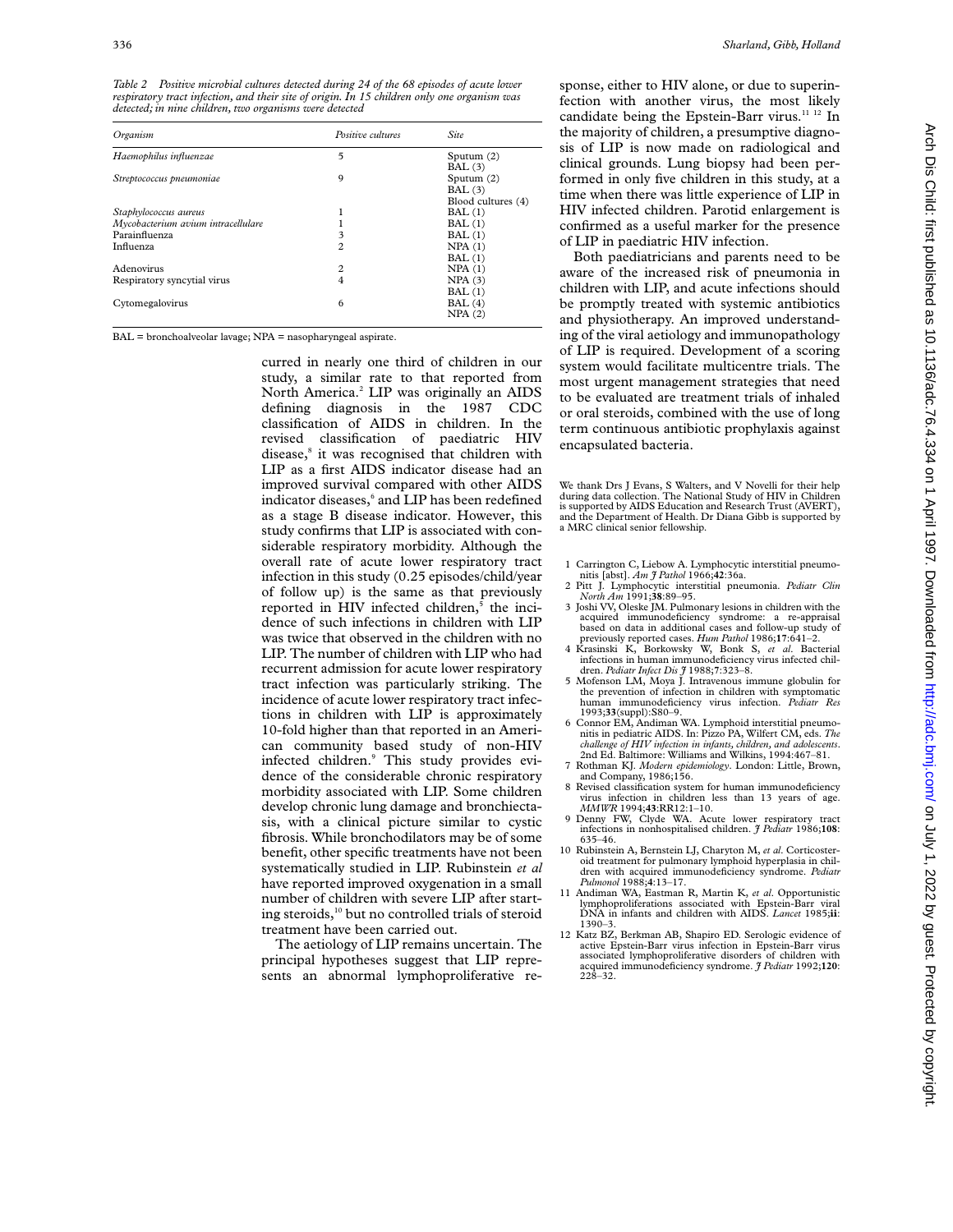*Table 2 Positive microbial cultures detected during 24 of the 68 episodes of acute lower respiratory tract infection, and their site of origin. In 15 children only one organism was detected; in nine children, two organisms were detected*

| *Organism* | *Positive cultures* | *Site* |
|---|---|---|
| *Haemophilus influenzae* | 5 | Sputum (2)<br>BAL (3) |
| *Streptococcus pneumoniae* | 9 | Sputum (2)<br>BAL (3)<br>Blood cultures (4) |
| *Staphylococcus aureus* | 1 | BAL (1) |
| *Mycobacterium avium intracellulare* | 1 | BAL (1) |
| Parainfluenza | 3 | BAL (1) |
| Influenza | 2 | NPA (1)<br>BAL (1) |
| Adenovirus | 2 | NPA (1) |
| Respiratory syncytial virus | 4 | NPA (3)<br>BAL (1) |
| Cytomegalovirus | 6 | BAL (4)<br>NPA (2) |

BAL = bronchoalveolar lavage; NPA = nasopharyngeal aspirate.

curred in nearly one third of children in our study, a similar rate to that reported from North America.[2] LIP was originally an AIDS defining diagnosis in the 1987 CDC classification of AIDS in children. In the revised classification of paediatric HIV disease,[8] it was recognised that children with LIP as a first AIDS indicator disease had an improved survival compared with other AIDS indicator diseases,[6] and LIP has been redefined as a stage B disease indicator. However, this study confirms that LIP is associated with considerable respiratory morbidity. Although the overall rate of acute lower respiratory tract infection in this study (0.25 episodes/child/year of follow up) is the same as that previously reported in HIV infected children,[5] the incidence of such infections in children with LIP was twice that observed in the children with no LIP. The number of children with LIP who had recurrent admission for acute lower respiratory tract infection was particularly striking. The incidence of acute lower respiratory tract infections in children with LIP is approximately 10-fold higher than that reported in an American community based study of non-HIV infected children.[9] This study provides evidence of the considerable chronic respiratory morbidity associated with LIP. Some children develop chronic lung damage and bronchiectasis, with a clinical picture similar to cystic fibrosis. While bronchodilators may be of some benefit, other specific treatments have not been systematically studied in LIP. Rubinstein *et al* have reported improved oxygenation in a small number of children with severe LIP after starting steroids,[10] but no controlled trials of steroid treatment have been carried out.

The aetiology of LIP remains uncertain. The principal hypotheses suggest that LIP represents an abnormal lymphoproliferative response, either to HIV alone, or due to superinfection with another virus, the most likely candidate being the Epstein-Barr virus.[11 12] In the majority of children, a presumptive diagnosis of LIP is now made on radiological and clinical grounds. Lung biopsy had been performed in only five children in this study, at a time when there was little experience of LIP in HIV infected children. Parotid enlargement is confirmed as a useful marker for the presence of LIP in paediatric HIV infection.

Both paediatricians and parents need to be aware of the increased risk of pneumonia in children with LIP, and acute infections should be promptly treated with systemic antibiotics and physiotherapy. An improved understanding of the viral aetiology and immunopathology of LIP is required. Development of a scoring system would facilitate multicentre trials. The most urgent management strategies that need to be evaluated are treatment trials of inhaled or oral steroids, combined with the use of long term continuous antibiotic prophylaxis against encapsulated bacteria.

We thank Drs J Evans, S Walters, and V Novelli for their help during data collection. The National Study of HIV in Children is supported by AIDS Education and Research Trust (AVERT), and the Department of Health. Dr Diana Gibb is supported by a MRC clinical senior fellowship.

1. Carrington C, Liebow A. Lymphocytic interstitial pneumonitis [abst]. *Am J Pathol* 1966;**42**:36a.
2. Pitt J. Lymphocytic interstitial pneumonia. *Pediatr Clin North Am* 1991;**38**:89–95.
3. Joshi VV, Oleske JM. Pulmonary lesions in children with the acquired immunodeficiency syndrome: a re-appraisal based on data in additional cases and follow-up study of previously reported cases. *Hum Pathol* 1986;**17**:641–2.
4. Krasinski K, Borkowsky W, Bonk S, *et al*. Bacterial infections in human immunodeficiency virus infected children. *Pediatr Infect Dis J* 1988;7:323–8.
5. Mofenson LM, Moya J. Intravenous immune globulin for the prevention of infection in children with symptomatic human immunodeficiency virus infection. *Pediatr Res* 1993;**33**(suppl):S80–9.
6. Connor EM, Andiman WA. Lymphoid interstitial pneumonitis in pediatric AIDS. In: Pizzo PA, Wilfert CM, eds. *The challenge of HIV infection in infants, children, and adolescents*. 2nd Ed. Baltimore: Williams and Wilkins, 1994:467–81.
7. Rothman KJ. *Modern epidemiology*. London: Little, Brown, and Company, 1986;156.
8. Revised classification system for human immunodeficiency virus infection in children less than 13 years of age. *MMWR* 1994;**43**:RR12:1–10.
9. Denny FW, Clyde WA. Acute lower respiratory tract infections in nonhospitalised children. *J Pediatr* 1986;**108**:635–46.
10. Rubinstein A, Bernstein LJ, Charyton M, *et al*. Corticosteroid treatment for pulmonary lymphoid hyperplasia in children with acquired immunodeficiency syndrome. *Pediatr Pulmonol* 1988;**4**:13–17.
11. Andiman WA, Eastman R, Martin K, *et al*. Opportunistic lymphoproliferations associated with Epstein-Barr viral DNA in infants and children with AIDS. *Lancet* 1985;**ii**:1390–3.
12. Katz BZ, Berkman AB, Shapiro ED. Serologic evidence of active Epstein-Barr virus infection in Epstein-Barr virus associated lymphoproliferative disorders of children with acquired immunodeficiency syndrome. *J Pediatr* 1992;**120**:228–32.